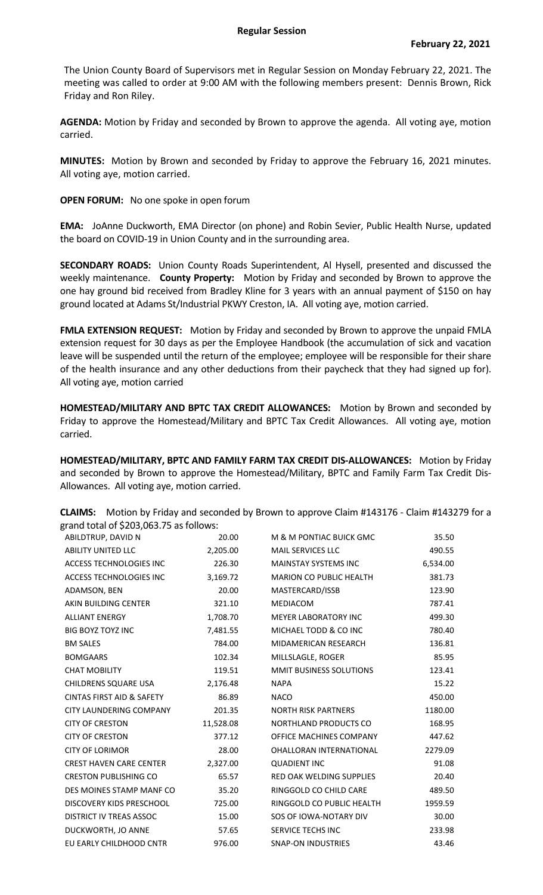**Regular Session**

**February 22, 2021**

The Union County Board of Supervisors met in Regular Session on Monday February 22, 2021. The meeting was called to order at 9:00 AM with the following members present: Dennis Brown, Rick Friday and Ron Riley.

**AGENDA:** Motion by Friday and seconded by Brown to approve the agenda. All voting aye, motion carried.

**MINUTES:** Motion by Brown and seconded by Friday to approve the February 16, 2021 minutes. All voting aye, motion carried.

**OPEN FORUM:** No one spoke in open forum

**EMA:** JoAnne Duckworth, EMA Director (on phone) and Robin Sevier, Public Health Nurse, updated the board on COVID-19 in Union County and in the surrounding area.

**SECONDARY ROADS:** Union County Roads Superintendent, Al Hysell, presented and discussed the weekly maintenance. **County Property:** Motion by Friday and seconded by Brown to approve the one hay ground bid received from Bradley Kline for 3 years with an annual payment of $150 on hay ground located at Adams St/Industrial PKWY Creston, IA. All voting aye, motion carried.

**FMLA EXTENSION REQUEST:** Motion by Friday and seconded by Brown to approve the unpaid FMLA extension request for 30 days as per the Employee Handbook (the accumulation of sick and vacation leave will be suspended until the return of the employee; employee will be responsible for their share of the health insurance and any other deductions from their paycheck that they had signed up for). All voting aye, motion carried

**HOMESTEAD/MILITARY AND BPTC TAX CREDIT ALLOWANCES:** Motion by Brown and seconded by Friday to approve the Homestead/Military and BPTC Tax Credit Allowances. All voting aye, motion carried.

**HOMESTEAD/MILITARY, BPTC AND FAMILY FARM TAX CREDIT DIS-ALLOWANCES:** Motion by Friday and seconded by Brown to approve the Homestead/Military, BPTC and Family Farm Tax Credit Dis-Allowances. All voting aye, motion carried.

**CLAIMS:** Motion by Friday and seconded by Brown to approve Claim #143176 - Claim #143279 for a grand total of $203,063.75 as follows:

| | | | |
|---|---|---|---|
| ABILDTRUP, DAVID N | 20.00 | M & M PONTIAC BUICK GMC | 35.50 |
| ABILITY UNITED LLC | 2,205.00 | MAIL SERVICES LLC | 490.55 |
| ACCESS TECHNOLOGIES INC | 226.30 | MAINSTAY SYSTEMS INC | 6,534.00 |
| ACCESS TECHNOLOGIES INC | 3,169.72 | MARION CO PUBLIC HEALTH | 381.73 |
| ADAMSON, BEN | 20.00 | MASTERCARD/ISSB | 123.90 |
| AKIN BUILDING CENTER | 321.10 | MEDIACOM | 787.41 |
| ALLIANT ENERGY | 1,708.70 | MEYER LABORATORY INC | 499.30 |
| BIG BOYZ TOYZ INC | 7,481.55 | MICHAEL TODD & CO INC | 780.40 |
| BM SALES | 784.00 | MIDAMERICAN RESEARCH | 136.81 |
| BOMGAARS | 102.34 | MILLSLAGLE, ROGER | 85.95 |
| CHAT MOBILITY | 119.51 | MMIT BUSINESS SOLUTIONS | 123.41 |
| CHILDRENS SQUARE USA | 2,176.48 | NAPA | 15.22 |
| CINTAS FIRST AID & SAFETY | 86.89 | NACO | 450.00 |
| CITY LAUNDERING COMPANY | 201.35 | NORTH RISK PARTNERS | 1180.00 |
| CITY OF CRESTON | 11,528.08 | NORTHLAND PRODUCTS CO | 168.95 |
| CITY OF CRESTON | 377.12 | OFFICE MACHINES COMPANY | 447.62 |
| CITY OF LORIMOR | 28.00 | OHALLORAN INTERNATIONAL | 2279.09 |
| CREST HAVEN CARE CENTER | 2,327.00 | QUADIENT INC | 91.08 |
| CRESTON PUBLISHING CO | 65.57 | RED OAK WELDING SUPPLIES | 20.40 |
| DES MOINES STAMP MANF CO | 35.20 | RINGGOLD CO CHILD CARE | 489.50 |
| DISCOVERY KIDS PRESCHOOL | 725.00 | RINGGOLD CO PUBLIC HEALTH | 1959.59 |
| DISTRICT IV TREAS ASSOC | 15.00 | SOS OF IOWA-NOTARY DIV | 30.00 |
| DUCKWORTH, JO ANNE | 57.65 | SERVICE TECHS INC | 233.98 |
| EU EARLY CHILDHOOD CNTR | 976.00 | SNAP-ON INDUSTRIES | 43.46 |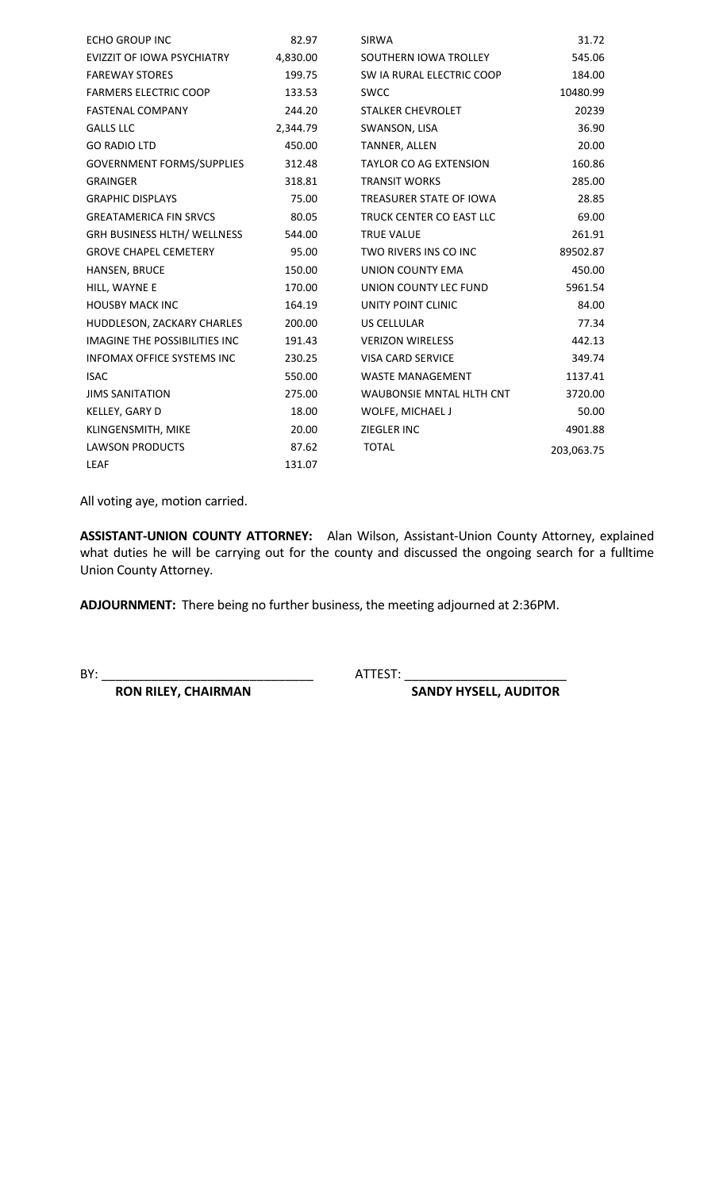| | | | |
|---|---|---|---|
| ECHO GROUP INC | 82.97 | SIRWA | 31.72 |
| EVIZZIT OF IOWA PSYCHIATRY | 4,830.00 | SOUTHERN IOWA TROLLEY | 545.06 |
| FAREWAY STORES | 199.75 | SW IA RURAL ELECTRIC COOP | 184.00 |
| FARMERS ELECTRIC COOP | 133.53 | SWCC | 10480.99 |
| FASTENAL COMPANY | 244.20 | STALKER CHEVROLET | 20239 |
| GALLS LLC | 2,344.79 | SWANSON, LISA | 36.90 |
| GO RADIO LTD | 450.00 | TANNER, ALLEN | 20.00 |
| GOVERNMENT FORMS/SUPPLIES | 312.48 | TAYLOR CO AG EXTENSION | 160.86 |
| GRAINGER | 318.81 | TRANSIT WORKS | 285.00 |
| GRAPHIC DISPLAYS | 75.00 | TREASURER STATE OF IOWA | 28.85 |
| GREATAMERICA FIN SRVCS | 80.05 | TRUCK CENTER CO EAST LLC | 69.00 |
| GRH BUSINESS HLTH/ WELLNESS | 544.00 | TRUE VALUE | 261.91 |
| GROVE CHAPEL CEMETERY | 95.00 | TWO RIVERS INS CO INC | 89502.87 |
| HANSEN, BRUCE | 150.00 | UNION COUNTY EMA | 450.00 |
| HILL, WAYNE E | 170.00 | UNION COUNTY LEC FUND | 5961.54 |
| HOUSBY MACK INC | 164.19 | UNITY POINT CLINIC | 84.00 |
| HUDDLESON, ZACKARY CHARLES | 200.00 | US CELLULAR | 77.34 |
| IMAGINE THE POSSIBILITIES INC | 191.43 | VERIZON WIRELESS | 442.13 |
| INFOMAX OFFICE SYSTEMS INC | 230.25 | VISA CARD SERVICE | 349.74 |
| ISAC | 550.00 | WASTE MANAGEMENT | 1137.41 |
| JIMS SANITATION | 275.00 | WAUBONSIE MNTAL HLTH CNT | 3720.00 |
| KELLEY, GARY D | 18.00 | WOLFE, MICHAEL J | 50.00 |
| KLINGENSMITH, MIKE | 20.00 | ZIEGLER INC | 4901.88 |
| LAWSON PRODUCTS | 87.62 | TOTAL | 203,063.75 |
| LEAF | 131.07 | | |

All voting aye, motion carried.

**ASSISTANT-UNION COUNTY ATTORNEY:** Alan Wilson, Assistant-Union County Attorney, explained what duties he will be carrying out for the county and discussed the ongoing search for a fulltime Union County Attorney.

**ADJOURNMENT:** There being no further business, the meeting adjourned at 2:36PM.

BY: ______________________________ ATTEST: ______________________

**RON RILEY, CHAIRMAN** **SANDY HYSELL, AUDITOR**